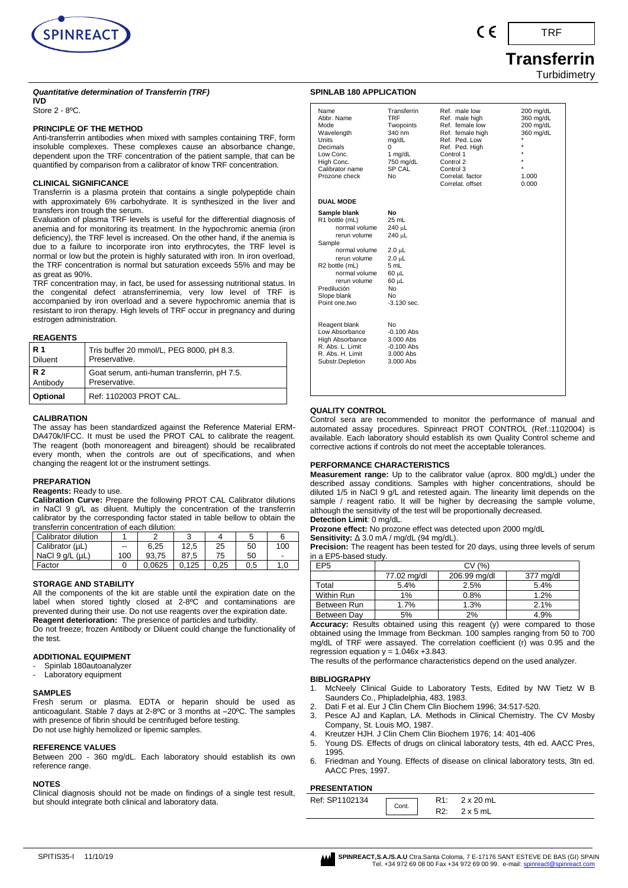# Transferrin

Turbidimetry

TRF

***Quantitative determination of Transferrin (TRF)***

**IVD**

Store 2 - 8ºC.

## PRINCIPLE OF THE METHOD

Anti-transferrin antibodies when mixed with samples containing TRF, form insoluble complexes. These complexes cause an absorbance change, dependent upon the TRF concentration of the patient sample, that can be quantified by comparison from a calibrator of know TRF concentration.

## CLINICAL SIGNIFICANCE

Transferrin is a plasma protein that contains a single polypeptide chain with approximately 6% carbohydrate. It is synthesized in the liver and transfers iron trough the serum.

Evaluation of plasma TRF levels is useful for the differential diagnosis of anemia and for monitoring its treatment. In the hypochromic anemia (iron deficiency), the TRF level is increased. On the other hand, if the anemia is due to a failure to incorporate iron into erythrocytes, the TRF level is normal or low but the protein is highly saturated with iron. In iron overload, the TRF concentration is normal but saturation exceeds 55% and may be as great as 90%.

TRF concentration may, in fact, be used for assessing nutritional status. In the congenital defect atransferrinemia, very low level of TRF is accompanied by iron overload and a severe hypochromic anemia that is resistant to iron therapy. High levels of TRF occur in pregnancy and during estrogen administration.

## REAGENTS

| | |
|---|---|
| **R 1** Diluent | Tris buffer 20 mmol/L, PEG 8000, pH 8.3. Preservative. |
| **R 2** Antibody | Goat serum, anti-human transferrin, pH 7.5. Preservative. |
| **Optional** | Ref: 1102003 PROT CAL. |

## CALIBRATION

The assay has been standardized against the Reference Material ERM-DA470k/IFCC. It must be used the PROT CAL to calibrate the reagent. The reagent (both monoreagent and bireagent) should be recalibrated every month, when the controls are out of specifications, and when changing the reagent lot or the instrument settings.

## PREPARATION

**Reagents:** Ready to use.

**Calibration Curve:** Prepare the following PROT CAL Calibrator dilutions in NaCl 9 g/L as diluent. Multiply the concentration of the transferrin calibrator by the corresponding factor stated in table bellow to obtain the transferrin concentration of each dilution:

| Calibrator dilution | 1 | 2 | 3 | 4 | 5 | 6 |
|---|---|---|---|---|---|---|
| Calibrator (µL) | -- | 6,25 | 12,5 | 25 | 50 | 100 |
| NaCl 9 g/L (µL) | 100 | 93,75 | 87,5 | 75 | 50 | - |
| Factor | 0 | 0,0625 | 0,125 | 0,25 | 0,5 | 1,0 |

## STORAGE AND STABILITY

All the components of the kit are stable until the expiration date on the label when stored tightly closed at 2-8ºC and contaminations are prevented during their use. Do not use reagents over the expiration date.

**Reagent deterioration:** The presence of particles and turbidity.

Do not freeze; frozen Antibody or Diluent could change the functionality of the test.

## ADDITIONAL EQUIPMENT

- Spinlab 180autoanalyzer
- Laboratory equipment

## SAMPLES

Fresh serum or plasma. EDTA or heparin should be used as anticoagulant. Stable 7 days at 2-8ºC or 3 months at –20ºC. The samples with presence of fibrin should be centrifuged before testing.

Do not use highly hemolized or lipemic samples.

## REFERENCE VALUES

Between 200 - 360 mg/dL. Each laboratory should establish its own reference range.

## NOTES

Clinical diagnosis should not be made on findings of a single test result, but should integrate both clinical and laboratory data.

## SPINLAB 180 APPLICATION

| | | | |
|---|---|---|---|
| Name | Transferrin | Ref. male low | 200 mg/dL |
| Abbr. Name | TRF | Ref. male high | 360 mg/dL |
| Mode | Twopoints | Ref. female low | 200 mg/dL |
| Wavelength | 340 nm | Ref. female high | 360 mg/dL |
| Units | mg/dL | Ref. Ped. Low | * |
| Decimals | 0 | Ref. Ped. High | * |
| Low Conc. | 1 mg/dL | Control 1 | * |
| High Conc. | 750 mg/dL | Control 2 | * |
| Calibrator name | SP CAL | Control 3 | * |
| Prozone check | No | Correlat. factor | 1.000 |
| | | Correlat. offset | 0.000 |

**DUAL MODE**

| | |
|---|---|
| **Sample blank** | **No** |
| R1 bottle (mL) | 25 mL |
| normal volume | 240 µL |
| rerun volume | 240 µL |
| Sample | |
| normal volume | 2.0 µL |
| rerun volume | 2.0 µL |
| R2 bottle (mL) | 5 mL |
| normal volume | 60 µL |
| rerun volume | 60 µL |
| Predilución | No |
| Slope blank | No |
| Point one,two | -3.130 sec. |

| | |
|---|---|
| Reagent blank | No |
| Low Absorbance | -0.100 Abs |
| High Absorbance | 3.000 Abs |
| R. Abs. L. Limit | -0.100 Abs |
| R. Abs. H. Limit | 3.000 Abs |
| Substr.Depletion | 3.000 Abs |

## QUALITY CONTROL

Control sera are recommended to monitor the performance of manual and automated assay procedures. Spinreact PROT CONTROL (Ref.:1102004) is available. Each laboratory should establish its own Quality Control scheme and corrective actions if controls do not meet the acceptable tolerances.

## PERFORMANCE CHARACTERISTICS

**Measurement range:** Up to the calibrator value (aprox. 800 mg/dL) under the described assay conditions. Samples with higher concentrations, should be diluted 1/5 in NaCl 9 g/L and retested again. The linearity limit depends on the sample / reagent ratio. It will be higher by decreasing the sample volume, although the sensitivity of the test will be proportionally decreased.

**Detection Limit***:* 0 mg/dL.

**Prozone effect:** No prozone effect was detected upon 2000 mg/dL

**Sensitivity:** Δ 3.0 mA / mg/dL (94 mg/dL).

**Precision:** The reagent has been tested for 20 days, using three levels of serum in a EP5-based study.

| EP5 | CV (%) | | |
|---|---|---|---|
| | 77.02 mg/dl | 206.99 mg/dl | 377 mg/dl |
| Total | 5.4% | 2.5% | 5.4% |
| Within Run | 1% | 0.8% | 1.2% |
| Between Run | 1.7% | 1.3% | 2.1% |
| Between Day | 5% | 2% | 4.9% |

**Accuracy:** Results obtained using this reagent (y) were compared to those obtained using the Immage from Beckman. 100 samples ranging from 50 to 700 mg/dL of TRF were assayed. The correlation coefficient (r) was 0.95 and the regression equation $y = 1.046x + 3.843$.

The results of the performance characteristics depend on the used analyzer.

## BIBLIOGRAPHY

1. McNeely Clinical Guide to Laboratory Tests, Edited by NW Tietz W B Saunders Co., Phipladelphia, 483, 1983.
2. Dati F et al. Eur J Clin Chem Clin Biochem 1996; 34:517-520.
3. Pesce AJ and Kaplan, LA. Methods in Clinical Chemistry. The CV Mosby Company, St. Louis MO, 1987.
4. Kreutzer HJH. J Clin Chem Clin Biochem 1976; 14: 401-406
5. Young DS. Effects of drugs on clinical laboratory tests, 4th ed. AACC Pres, 1995.
6. Friedman and Young. Effects of disease on clinical laboratory tests, 3tn ed. AACC Pres, 1997.

## PRESENTATION

| | | |
|---|---|---|
| Ref: SP1102134 | Cont. | R1: 2 x 20 mL |
| | | R2: 2 x 5 mL |

SPITIS35-I 11/10/19

**SPINREACT,S.A./S.A.U** Ctra.Santa Coloma, 7 E-17176 SANT ESTEVE DE BAS (GI) SPAIN Tel. +34 972 69 08 00 Fax +34 972 69 00 99. e-mail: spinreact@spinreact.com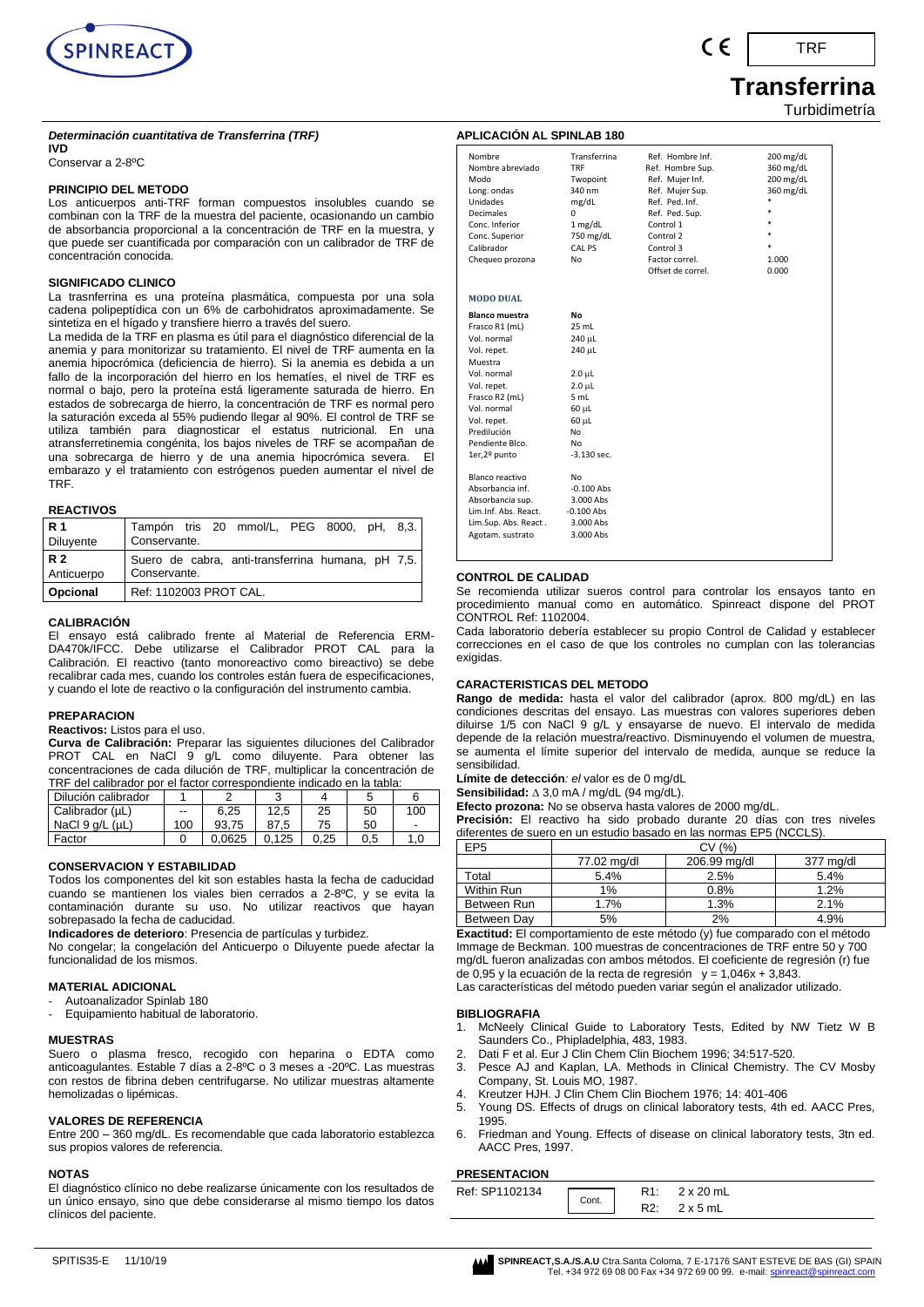# Transferrina

Turbidimetría

TRF

***Determinación cuantitativa de Transferrina (TRF)***

**IVD**

Conservar a 2-8ºC

## PRINCIPIO DEL METODO

Los anticuerpos anti-TRF forman compuestos insolubles cuando se combinan con la TRF de la muestra del paciente, ocasionando un cambio de absorbancia proporcional a la concentración de TRF en la muestra, y que puede ser cuantificada por comparación con un calibrador de TRF de concentración conocida.

## SIGNIFICADO CLINICO

La trasnferrina es una proteína plasmática, compuesta por una sola cadena polipeptídica con un 6% de carbohidratos aproximadamente. Se sintetiza en el hígado y transfiere hierro a través del suero.

La medida de la TRF en plasma es útil para el diagnóstico diferencial de la anemia y para monitorizar su tratamiento. El nivel de TRF aumenta en la anemia hipocrómica (deficiencia de hierro). Si la anemia es debida a un fallo de la incorporación del hierro en los hematíes, el nivel de TRF es normal o bajo, pero la proteína está ligeramente saturada de hierro. En estados de sobrecarga de hierro, la concentración de TRF es normal pero la saturación exceda al 55% pudiendo llegar al 90%. El control de TRF se utiliza también para diagnosticar el estatus nutricional. En una atransferretinemia congénita, los bajos niveles de TRF se acompañan de una sobrecarga de hierro y de una anemia hipocrómica severa. El embarazo y el tratamiento con estrógenos pueden aumentar el nivel de TRF.

## REACTIVOS

| | |
|---|---|
| **R 1** Diluyente | Tampón tris 20 mmol/L, PEG 8000, pH, 8,3. Conservante. |
| **R 2** Anticuerpo | Suero de cabra, anti-transferrina humana, pH 7,5. Conservante. |
| **Opcional** | Ref: 1102003 PROT CAL. |

## CALIBRACIÓN

El ensayo está calibrado frente al Material de Referencia ERM-DA470k/IFCC. Debe utilizarse el Calibrador PROT CAL para la Calibración. El reactivo (tanto monoreactivo como bireactivo) se debe recalibrar cada mes, cuando los controles están fuera de especificaciones, y cuando el lote de reactivo o la configuración del instrumento cambia.

## PREPARACION

**Reactivos:** Listos para el uso.

**Curva de Calibración:** Preparar las siguientes diluciones del Calibrador PROT CAL en NaCl 9 g/L como diluyente. Para obtener las concentraciones de cada dilución de TRF, multiplicar la concentración de TRF del calibrador por el factor correspondiente indicado en la tabla:

| Dilución calibrador | 1 | 2 | 3 | 4 | 5 | 6 |
|---|---|---|---|---|---|---|
| Calibrador (µL) | -- | 6,25 | 12,5 | 25 | 50 | 100 |
| NaCl 9 g/L (µL) | 100 | 93,75 | 87,5 | 75 | 50 | - |
| Factor | 0 | 0,0625 | 0,125 | 0,25 | 0,5 | 1,0 |

## CONSERVACION Y ESTABILIDAD

Todos los componentes del kit son estables hasta la fecha de caducidad cuando se mantienen los viales bien cerrados a 2-8ºC, y se evita la contaminación durante su uso. No utilizar reactivos que hayan sobrepasado la fecha de caducidad.

**Indicadores de deterioro**: Presencia de partículas y turbidez.

No congelar; la congelación del Anticuerpo o Diluyente puede afectar la funcionalidad de los mismos.

## MATERIAL ADICIONAL

- Autoanalizador Spinlab 180
- Equipamiento habitual de laboratorio.

## MUESTRAS

Suero o plasma fresco, recogido con heparina o EDTA como anticoagulantes. Estable 7 días a 2-8ºC o 3 meses a -20ºC. Las muestras con restos de fibrina deben centrifugarse. No utilizar muestras altamente hemolizadas o lipémicas.

## VALORES DE REFERENCIA

Entre 200 – 360 mg/dL. Es recomendable que cada laboratorio establezca sus propios valores de referencia.

## NOTAS

El diagnóstico clínico no debe realizarse únicamente con los resultados de un único ensayo, sino que debe considerarse al mismo tiempo los datos clínicos del paciente.

## APLICACIÓN AL SPINLAB 180

| | | | |
|---|---|---|---|
| Nombre | Transferrina | Ref. Hombre Inf. | 200 mg/dL |
| Nombre abreviado | TRF | Ref. Hombre Sup. | 360 mg/dL |
| Modo | Twopoint | Ref. Mujer Inf. | 200 mg/dL |
| Long. ondas | 340 nm | Ref. Mujer Sup. | 360 mg/dL |
| Unidades | mg/dL | Ref. Ped. Inf. | * |
| Decimales | 0 | Ref. Ped. Sup. | * |
| Conc. Inferior | 1 mg/dL | Control 1 | * |
| Conc. Superior | 750 mg/dL | Control 2 | * |
| Calibrador | CAL PS | Control 3 | * |
| Chequeo prozona | No | Factor correl. | 1.000 |
| | | Offset de correl. | 0.000 |

**MODO DUAL**

| | |
|---|---|
| **Blanco muestra** | **No** |
| Frasco R1 (mL) | 25 mL |
| Vol. normal | 240 µL |
| Vol. repet. | 240 µL |
| Muestra | |
| Vol. normal | 2.0 µL |
| Vol. repet. | 2.0 µL |
| Frasco R2 (mL) | 5 mL |
| Vol. normal | 60 µL |
| Vol. repet. | 60 µL |
| Predilución | No |
| Pendiente Blco. | No |
| 1er,2º punto | -3.130 sec. |
| Blanco reactivo | No |
| Absorbancia inf. | -0.100 Abs |
| Absorbancia sup. | 3.000 Abs |
| Lim.Inf. Abs. React. | -0.100 Abs |
| Lim.Sup. Abs. React . | 3.000 Abs |
| Agotam. sustrato | 3.000 Abs |

## CONTROL DE CALIDAD

Se recomienda utilizar sueros control para controlar los ensayos tanto en procedimiento manual como en automático. Spinreact dispone del PROT CONTROL Ref: 1102004.

Cada laboratorio debería establecer su propio Control de Calidad y establecer correcciones en el caso de que los controles no cumplan con las tolerancias exigidas.

## CARACTERISTICAS DEL METODO

**Rango de medida:** hasta el valor del calibrador (aprox. 800 mg/dL) en las condiciones descritas del ensayo. Las muestras con valores superiores deben diluirse 1/5 con NaCl 9 g/L y ensayarse de nuevo. El intervalo de medida depende de la relación muestra/reactivo. Disminuyendo el volumen de muestra, se aumenta el límite superior del intervalo de medida, aunque se reduce la sensibilidad.

**Límite de detección***: el* valor es de 0 mg/dL

**Sensibilidad:** $\Delta$ 3,0 mA / mg/dL (94 mg/dL).

**Efecto prozona:** No se observa hasta valores de 2000 mg/dL.

**Precisión:** El reactivo ha sido probado durante 20 días con tres niveles diferentes de suero en un estudio basado en las normas EP5 (NCCLS).

| EP5 | CV (%) | | |
|---|---|---|---|
| | 77.02 mg/dl | 206.99 mg/dl | 377 mg/dl |
| Total | 5.4% | 2.5% | 5.4% |
| Within Run | 1% | 0.8% | 1.2% |
| Between Run | 1.7% | 1.3% | 2.1% |
| Between Day | 5% | 2% | 4.9% |

**Exactitud:** El comportamiento de este método (y) fue comparado con el método Immage de Beckman. 100 muestras de concentraciones de TRF entre 50 y 700 mg/dL fueron analizadas con ambos métodos. El coeficiente de regresión (r) fue de 0,95 y la ecuación de la recta de regresión $y = 1{,}046x + 3{,}843$.

Las características del método pueden variar según el analizador utilizado.

## BIBLIOGRAFIA

1. McNeely Clinical Guide to Laboratory Tests, Edited by NW Tietz W B Saunders Co., Phipladelphia, 483, 1983.
2. Dati F et al. Eur J Clin Chem Clin Biochem 1996; 34:517-520.
3. Pesce AJ and Kaplan, LA. Methods in Clinical Chemistry. The CV Mosby Company, St. Louis MO, 1987.
4. Kreutzer HJH. J Clin Chem Clin Biochem 1976; 14: 401-406
5. Young DS. Effects of drugs on clinical laboratory tests, 4th ed. AACC Pres, 1995.
6. Friedman and Young. Effects of disease on clinical laboratory tests, 3tn ed. AACC Pres, 1997.

## PRESENTACION

| | | |
|---|---|---|
| Ref: SP1102134 | Cont. | R1: 2 x 20 mL<br>R2: 2 x 5 mL |

SPITIS35-E 11/10/19

**SPINREACT,S.A./S.A.U** Ctra.Santa Coloma, 7 E-17176 SANT ESTEVE DE BAS (GI) SPAIN Tel. +34 972 69 08 00 Fax +34 972 69 00 99. e-mail: spinreact@spinreact.com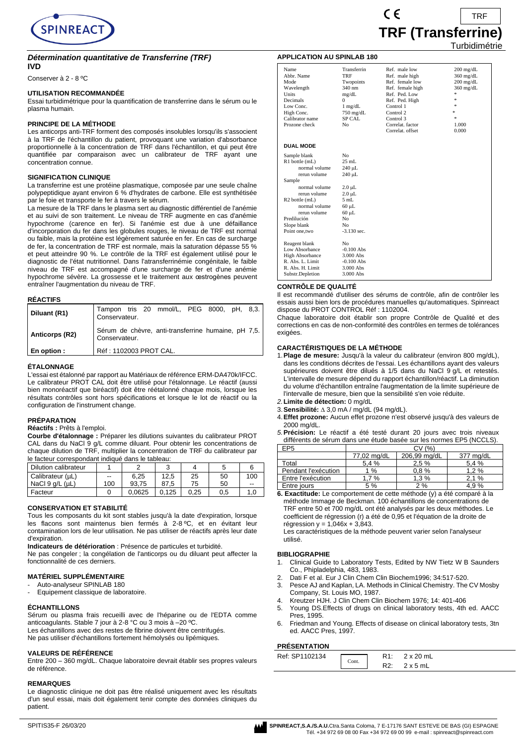# TRF (Transferrine)

Turbidimétrie

### *Détermination quantitative de Transferrine (TRF)*

**IVD**

Conserver à 2 - 8 ºC

## UTILISATION RECOMMANDÉE

Essai turbidimétrique pour la quantification de transferrine dans le sérum ou le plasma humain.

## PRINCIPE DE LA MÉTHODE

Les anticorps anti-TRF forment des composés insolubles lorsqu'ils s'associent à la TRF de l'échantillon du patient, provoquant une variation d'absorbance proportionnelle à la concentration de TRF dans l'échantillon, et qui peut être quantifiée par comparaison avec un calibrateur de TRF ayant une concentration connue.

## SIGNIFICATION CLINIQUE

La transferrine est une protéine plasmatique, composée par une seule chaîne polypeptidique ayant environ 6 % d'hydrates de carbone. Elle est synthétisée par le foie et transporte le fer à travers le sérum.

La mesure de la TRF dans le plasma sert au diagnostic différentiel de l'anémie et au suivi de son traitement. Le niveau de TRF augmente en cas d'anémie hypochrome (carence en fer). Si l'anémie est due à une défaillance d'incorporation du fer dans les globules rouges, le niveau de TRF est normal ou faible, mais la protéine est légèrement saturée en fer. En cas de surcharge de fer, la concentration de TRF est normale, mais la saturation dépasse 55 % et peut atteindre 90 %. Le contrôle de la TRF est également utilisé pour le diagnostic de l'état nutritionnel. Dans l'atransferrinémie congénitale, le faible niveau de TRF est accompagné d'une surcharge de fer et d'une anémie hypochrome sévère. La grossesse et le traitement aux œstrogènes peuvent entraîner l'augmentation du niveau de TRF.

## RÉACTIFS

| | |
|---|---|
| **Diluant (R1)** | Tampon tris 20 mmol/L, PEG 8000, pH, 8,3. Conservateur. |
| **Anticorps (R2)** | Sérum de chèvre, anti-transferrine humaine, pH 7,5. Conservateur. |
| **En option :** | Réf : 1102003 PROT CAL. |

## ÉTALONNAGE

L'essai est étalonné par rapport au Matériaux de référence ERM-DA470k/IFCC. Le calibrateur PROT CAL doit être utilisé pour l'étalonnage. Le réactif (aussi bien monoréactif que biréactif) doit être réétalonné chaque mois, lorsque les résultats contrôles sont hors spécifications et lorsque le lot de réactif ou la configuration de l'instrument change.

## PRÉPARATION

**Réactifs :** Prêts à l'emploi.

**Courbe d'étalonnage :** Préparer les dilutions suivantes du calibrateur PROT CAL dans du NaCl 9 g/L comme diluant. Pour obtenir les concentrations de chaque dilution de TRF, multiplier la concentration de TRF du calibrateur par le facteur correspondant indiqué dans le tableau:

| Dilution calibrateur | 1 | 2 | 3 | 4 | 5 | 6 |
|---|---|---|---|---|---|---|
| Calibrateur (µL) | -- | 6,25 | 12,5 | 25 | 50 | 100 |
| NaCl 9 g/L (µL) | 100 | 93,75 | 87,5 | 75 | 50 | -- |
| Facteur | 0 | 0,0625 | 0,125 | 0,25 | 0,5 | 1,0 |

## CONSERVATION ET STABILITÉ

Tous les composants du kit sont stables jusqu'à la date d'expiration, lorsque les flacons sont maintenus bien fermés à 2-8 ºC, et en évitant leur contamination lors de leur utilisation. Ne pas utiliser de réactifs après leur date d'expiration.

**Indicateurs de détérioration** : Présence de particules et turbidité.

Ne pas congeler ; la congélation de l'anticorps ou du diluant peut affecter la fonctionnalité de ces derniers.

## MATÉRIEL SUPPLÉMENTAIRE

- Auto-analyseur SPINLAB 180
- Equipement classique de laboratoire.

## ÉCHANTILLONS

Sérum ou plasma frais recueilli avec de l'héparine ou de l'EDTA comme anticoagulants. Stable 7 jour à 2-8 °C ou 3 mois à –20 ºC.

Les échantillons avec des restes de fibrine doivent être centrifugés.

Ne pas utiliser d'échantillons fortement hémolysés ou lipémiques.

## VALEURS DE RÉFÉRENCE

Entre 200 – 360 mg/dL. Chaque laboratoire devrait établir ses propres valeurs de référence.

## REMARQUES

Le diagnostic clinique ne doit pas être réalisé uniquement avec les résultats d'un seul essai, mais doit également tenir compte des données cliniques du patient.

## APPLICATION AU SPINLAB 180

| | | | |
|---|---|---|---|
| Name | Transferrin | Ref. male low | 200 mg/dL |
| Abbr. Name | TRF | Ref. male high | 360 mg/dL |
| Mode | Twopoints | Ref. female low | 200 mg/dL |
| Wavelength | 340 nm | Ref. female high | 360 mg/dL |
| Units | mg/dL | Ref. Ped. Low | * |
| Decimals | 0 | Ref. Ped. High | * |
| Low Conc. | 1 mg/dL | Control 1 | * |
| High Conc. | 750 mg/dL | Control 2 | * |
| Calibrator name | SP CAL | Control 3 | * |
| Prozone check | No | Correlat. factor | 1.000 |
| | | Correlat. offset | 0.000 |

**DUAL MODE**

| | |
|---|---|
| Sample blank | No |
| R1 bottle (mL) | 25 mL |
| normal volume | 240 µL |
| rerun volume | 240 µL |
| Sample | |
| normal volume | 2.0 µL |
| rerun volume | 2.0 µL |
| R2 bottle (mL) | 5 mL |
| normal volume | 60 µL |
| rerun volume | 60 µL |
| Predilución | No |
| Slope blank | No |
| Point one,two | -3.130 sec. |
| Reagent blank | No |
| Low Absorbance | -0.100 Abs |
| High Absorbance | 3.000 Abs |
| R. Abs. L. Limit | -0.100 Abs |
| R. Abs. H. Limit | 3.000 Abs |
| Substr.Depletion | 3.000 Abs |

## CONTRÔLE DE QUALITÉ

Il est recommandé d'utiliser des sérums de contrôle, afin de contrôler les essais aussi bien lors de procédures manuelles qu'automatiques. Spinreact dispose du PROT CONTROL Réf : 1102004.

Chaque laboratoire doit établir son propre Contrôle de Qualité et des corrections en cas de non-conformité des contrôles en termes de tolérances exigées.

## CARACTÉRISTIQUES DE LA MÉTHODE

1. **Plage de mesure:** Jusqu'à la valeur du calibrateur (environ 800 mg/dL), dans les conditions décrites de l'essai. Les échantillons ayant des valeurs supérieures doivent être dilués à 1/5 dans du NaCl 9 g/L et retestés. L'intervalle de mesure dépend du rapport échantillon/réactif. La diminution du volume d'échantillon entraîne l'augmentation de la limite supérieure de l'intervalle de mesure, bien que la sensibilité s'en voie réduite.
2. **Limite de détection:** 0 mg/dL
3. **Sensibilité:** $\Delta$ 3,0 mA / mg/dL (94 mg/dL).
4. **Effet prozone:** Aucun effet prozone n'est observé jusqu'à des valeurs de 2000 mg/dL.
5. **Précision:** Le réactif a été testé durant 20 jours avec trois niveaux différents de sérum dans une étude basée sur les normes EP5 (NCCLS).

| EP5 | CV (%) | | |
|---|---|---|---|
| | 77,02 mg/dL | 206,99 mg/dL | 377 mg/dL |
| Total | 5,4 % | 2,5 % | 5,4 % |
| Pendant l'exécution | 1 % | 0,8 % | 1,2 % |
| Entre l'exécution | 1,7 % | 1,3 % | 2,1 % |
| Entre jours | 5 % | 2 % | 4,9 % |

6. **Exactitude:** Le comportement de cette méthode (y) a été comparé à la méthode Immage de Beckman. 100 échantillons de concentrations de TRF entre 50 et 700 mg/dL ont été analysés par les deux méthodes. Le coefficient de régression (r) a été de 0,95 et l'équation de la droite de régression $y = 1{,}046x + 3{,}843$.

Les caractéristiques de la méthode peuvent varier selon l'analyseur utilisé.

## BIBLIOGRAPHIE

1. Clinical Guide to Laboratory Tests, Edited by NW Tietz W B Saunders Co., Phipladelphia, 483, 1983.
2. Dati F et al. Eur J Clin Chem Clin Biochem1996; 34:517-520.
3. Pesce AJ and Kaplan, LA. Methods in Clinical Chemistry. The CV Mosby Company, St. Louis MO, 1987.
4. Kreutzer HJH. J Clin Chem Clin Biochem 1976; 14: 401-406
5. Young DS.Effects of drugs on clinical laboratory tests, 4th ed. AACC Pres, 1995.
6. Friedman and Young. Effects of disease on clinical laboratory tests, 3tn ed. AACC Pres, 1997.

## PRÉSENTATION

| | | |
|---|---|---|
| Ref: SP1102134 | Cont. | R1: 2 x 20 mL<br>R2: 2 x 5 mL |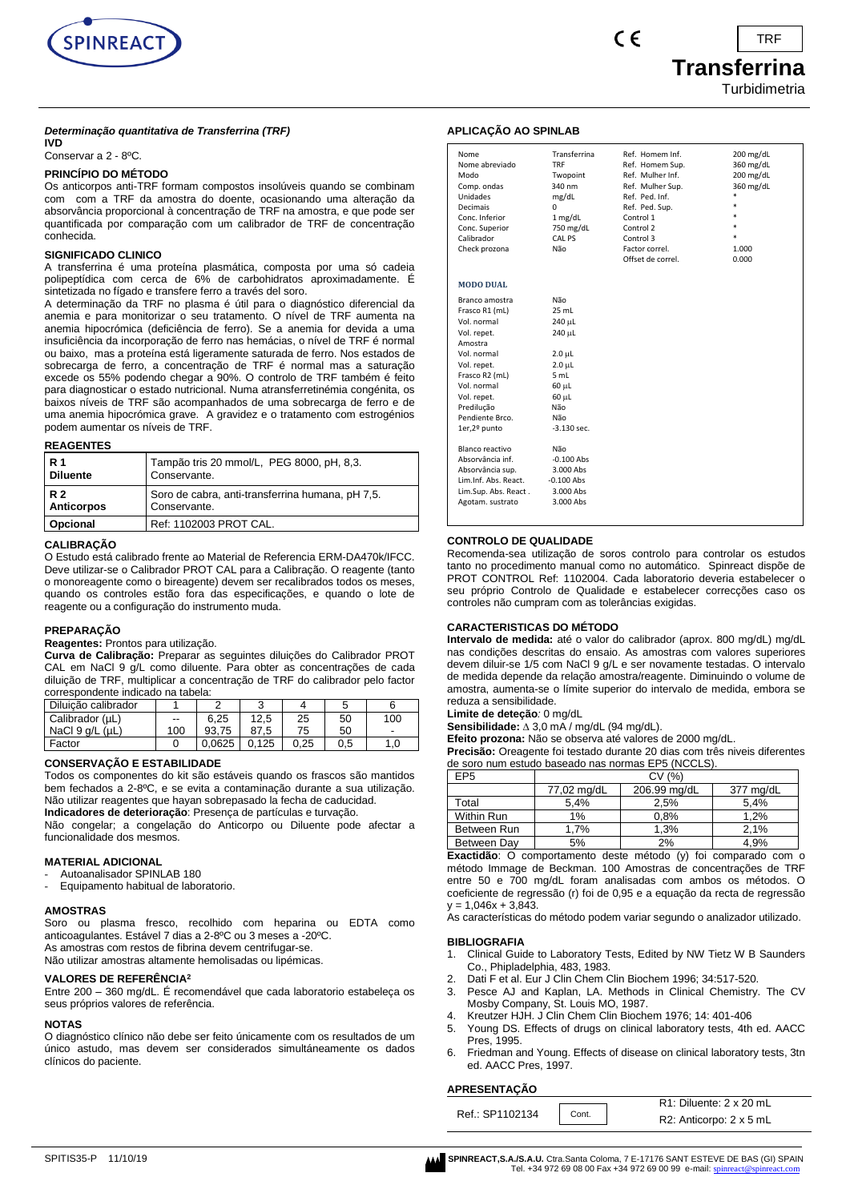# Transferrina

Turbidimetria

TRF

***Determinação quantitativa de Transferrina (TRF)***

**IVD**

Conservar a 2 - 8ºC.

## PRINCÍPIO DO MÉTODO

Os anticorpos anti-TRF formam compostos insolúveis quando se combinam com com a TRF da amostra do doente, ocasionando uma alteração da absorvância proporcional à concentração de TRF na amostra, e que pode ser quantificada por comparação com um calibrador de TRF de concentração conhecida.

## SIGNIFICADO CLINICO

A transferrina é uma proteína plasmática, composta por uma só cadeia polipeptídica com cerca de 6% de carbohidratos aproximadamente. É sintetizada no fígado e transfere ferro a través del soro.

A determinação da TRF no plasma é útil para o diagnóstico diferencial da anemia e para monitorizar o seu tratamento. O nível de TRF aumenta na anemia hipocrómica (deficiência de ferro). Se a anemia for devida a uma insuficiência da incorporação de ferro nas hemácias, o nível de TRF é normal ou baixo, mas a proteína está ligeramente saturada de ferro. Nos estados de sobrecarga de ferro, a concentração de TRF é normal mas a saturação excede os 55% podendo chegar a 90%. O controlo de TRF também é feito para diagnosticar o estado nutricional. Numa atransferritenémia congénita, os baixos níveis de TRF são acompanhados de uma sobrecarga de ferro e de uma anemia hipocrómica grave. A gravidez e o tratamento com estrogénios podem aumentar os níveis de TRF.

## REAGENTES

| | |
|---|---|
| **R 1 Diluente** | Tampão tris 20 mmol/L, PEG 8000, pH, 8,3. Conservante. |
| **R 2 Anticorpos** | Soro de cabra, anti-transferrina humana, pH 7,5. Conservante. |
| **Opcional** | Ref: 1102003 PROT CAL. |

## CALIBRAÇÃO

O Estudo está calibrado frente ao Material de Referencia ERM-DA470k/IFCC. Deve utilizar-se o Calibrador PROT CAL para a Calibração. O reagente (tanto o monoreagente como o bireagente) devem ser recalibrados todos os meses, quando os controles estão fora das especificações, e quando o lote de reagente ou a configuração do instrumento muda.

## PREPARAÇÃO

**Reagentes:** Prontos para utilização.

**Curva de Calibração:** Preparar as seguintes diluições do Calibrador PROT CAL em NaCl 9 g/L como diluente. Para obter as concentrações de cada diluição de TRF, multiplicar a concentração de TRF do calibrador pelo factor correspondente indicado na tabela:

| Diluição calibrador | 1 | 2 | 3 | 4 | 5 | 6 |
|---|---|---|---|---|---|---|
| Calibrador (µL) | -- | 6,25 | 12,5 | 25 | 50 | 100 |
| NaCl 9 g/L (µL) | 100 | 93,75 | 87,5 | 75 | 50 | - |
| Factor | 0 | 0,0625 | 0,125 | 0,25 | 0,5 | 1,0 |

## CONSERVAÇÃO E ESTABILIDADE

Todos os componentes do kit são estáveis quando os frascos são mantidos bem fechados a 2-8ºC, e se evita a contaminação durante a sua utilização. Não utilizar reagentes que hayan sobrepasado la fecha de caducidad.

**Indicadores de deterioração**: Presença de partículas e turvação.

Não congelar; a congelação do Anticorpo ou Diluente pode afectar a funcionalidade dos mesmos.

## MATERIAL ADICIONAL

- Autoanalisador SPINLAB 180
- Equipamento habitual de laboratorio.

## AMOSTRAS

Soro ou plasma fresco, recolhido com heparina ou EDTA como anticoagulantes. Estável 7 dias a 2-8ºC ou 3 meses a -20ºC.

As amostras com restos de fibrina devem centrifugar-se.

Não utilizar amostras altamente hemolisadas ou lipémicas.

## VALORES DE REFERÊNCIA[2]

Entre 200 – 360 mg/dL. É recomendável que cada laboratorio estabeleça os seus próprios valores de referência.

## NOTAS

O diagnóstico clínico não debe ser feito únicamente com os resultados de um único astudo, mas devem ser considerados simultáneamente os dados clínicos do paciente.

## APLICAÇÃO AO SPINLAB

| | | | |
|---|---|---|---|
| Nome | Transferrina | Ref. Homem Inf. | 200 mg/dL |
| Nome abreviado | TRF | Ref. Homem Sup. | 360 mg/dL |
| Modo | Twopoint | Ref. Mulher Inf. | 200 mg/dL |
| Comp. ondas | 340 nm | Ref. Mulher Sup. | 360 mg/dL |
| Unidades | mg/dL | Ref. Ped. Inf. | * |
| Decimais | 0 | Ref. Ped. Sup. | * |
| Conc. Inferior | 1 mg/dL | Control 1 | * |
| Conc. Superior | 750 mg/dL | Control 2 | * |
| Calibrador | CAL PS | Control 3 | * |
| Check prozona | Não | Factor correl. | 1.000 |
| | | Offset de correl. | 0.000 |

**MODO DUAL**

| | |
|---|---|
| Branco amostra | Não |
| Frasco R1 (mL) | 25 mL |
| Vol. normal | 240 µL |
| Vol. repet. | 240 µL |
| Amostra | |
| Vol. normal | 2.0 µL |
| Vol. repet. | 2.0 µL |
| Frasco R2 (mL) | 5 mL |
| Vol. normal | 60 µL |
| Vol. repet. | 60 µL |
| Prediluição | Não |
| Pendiente Brco. | Não |
| 1er,2º punto | -3.130 sec. |
| | |
| Blanco reactivo | Não |
| Absorvância inf. | -0.100 Abs |
| Absorvância sup. | 3.000 Abs |
| Lim.Inf. Abs. React. | -0.100 Abs |
| Lim.Sup. Abs. React . | 3.000 Abs |
| Agotam. sustrato | 3.000 Abs |

## CONTROLO DE QUALIDADE

Recomenda-sea utilização de soros controlo para controlar os estudos tanto no procedimento manual como no automático. Spinreact dispõe de PROT CONTROL Ref: 1102004. Cada laboratorio deveria estabelecer o seu próprio Controlo de Qualidade e estabelecer correcções caso os controles não cumpram com as tolerâncias exigidas.

## CARACTERISTICAS DO MÉTODO

**Intervalo de medida:** até o valor do calibrador (aprox. 800 mg/dL) mg/dL nas condições descritas do ensaio. As amostras com valores superiores devem diluir-se 1/5 com NaCl 9 g/L e ser novamente testadas. O intervalo de medida depende da relação amostra/reagente. Diminuindo o volume de amostra, aumenta-se o límite superior do intervalo de medida, embora se reduza a sensibilidade.

**Limite de deteção***:* 0 mg/dL

**Sensibilidade:** $\Delta$ 3,0 mA / mg/dL (94 mg/dL).

**Efeito prozona:** Não se observa até valores de 2000 mg/dL.

**Precisão:** Oreagente foi testado durante 20 dias com três niveis diferentes de soro num estudo baseado nas normas EP5 (NCCLS).

| EP5 | CV (%) | | |
|---|---|---|---|
| | 77,02 mg/dL | 206.99 mg/dL | 377 mg/dL |
| Total | 5,4% | 2,5% | 5,4% |
| Within Run | 1% | 0,8% | 1,2% |
| Between Run | 1,7% | 1,3% | 2,1% |
| Between Day | 5% | 2% | 4,9% |

**Exactidão**: O comportamento deste método (y) foi comparado com o método Immage de Beckman. 100 Amostras de concentrações de TRF entre 50 e 700 mg/dL foram analisadas com ambos os métodos. O coeficiente de regressão (r) foi de 0,95 e a equação da recta de regressão $y = 1{,}046x + 3{,}843$.

As características do método podem variar segundo o analizador utilizado.

## BIBLIOGRAFIA

1. Clinical Guide to Laboratory Tests, Edited by NW Tietz W B Saunders Co., Phipladelphia, 483, 1983.
2. Dati F et al. Eur J Clin Chem Clin Biochem 1996; 34:517-520.
3. Pesce AJ and Kaplan, LA. Methods in Clinical Chemistry. The CV Mosby Company, St. Louis MO, 1987.
4. Kreutzer HJH. J Clin Chem Clin Biochem 1976; 14: 401-406
5. Young DS. Effects of drugs on clinical laboratory tests, 4th ed. AACC Pres, 1995.
6. Friedman and Young. Effects of disease on clinical laboratory tests, 3tn ed. AACC Pres, 1997.

## APRESENTAÇÃO

| | | |
|---|---|---|
| Ref.: SP1102134 | Cont. | R1: Diluente: 2 x 20 mL<br>R2: Anticorpo: 2 x 5 mL |

SPITIS35-P 11/10/19

**SPINREACT,S.A./S.A.U.** Ctra.Santa Coloma, 7 E-17176 SANT ESTEVE DE BAS (GI) SPAIN
Tel. +34 972 69 08 00 Fax +34 972 69 00 99 e-mail: spinreact@spinreact.com